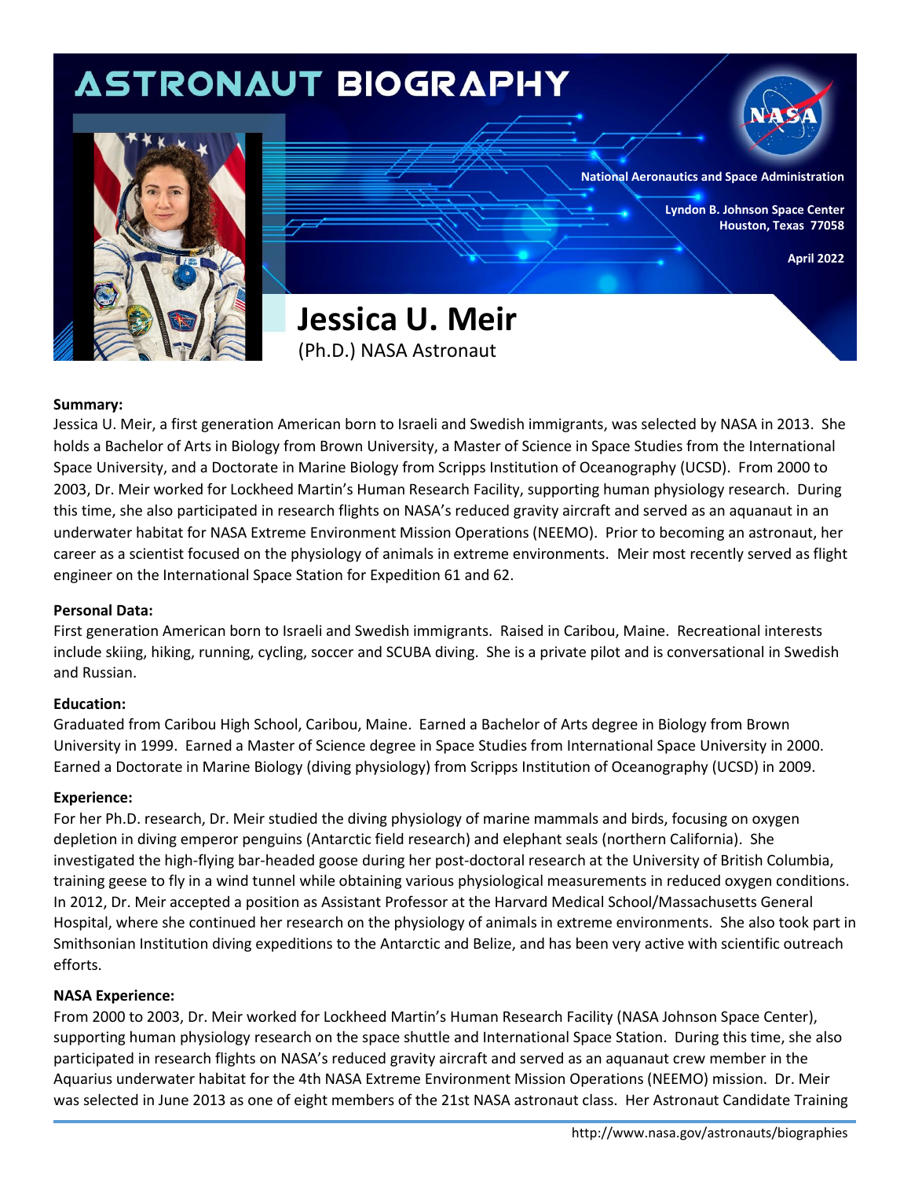# ASTRONAUT BIOGRAPHY

National Aeronautics and Space Administration

Lyndon B. Johnson Space Center
Houston, Texas 77058

April 2022

## Jessica U. Meir

(Ph.D.) NASA Astronaut

**Summary:**
Jessica U. Meir, a first generation American born to Israeli and Swedish immigrants, was selected by NASA in 2013. She holds a Bachelor of Arts in Biology from Brown University, a Master of Science in Space Studies from the International Space University, and a Doctorate in Marine Biology from Scripps Institution of Oceanography (UCSD). From 2000 to 2003, Dr. Meir worked for Lockheed Martin's Human Research Facility, supporting human physiology research. During this time, she also participated in research flights on NASA's reduced gravity aircraft and served as an aquanaut in an underwater habitat for NASA Extreme Environment Mission Operations (NEEMO). Prior to becoming an astronaut, her career as a scientist focused on the physiology of animals in extreme environments. Meir most recently served as flight engineer on the International Space Station for Expedition 61 and 62.

**Personal Data:**
First generation American born to Israeli and Swedish immigrants. Raised in Caribou, Maine. Recreational interests include skiing, hiking, running, cycling, soccer and SCUBA diving. She is a private pilot and is conversational in Swedish and Russian.

**Education:**
Graduated from Caribou High School, Caribou, Maine. Earned a Bachelor of Arts degree in Biology from Brown University in 1999. Earned a Master of Science degree in Space Studies from International Space University in 2000. Earned a Doctorate in Marine Biology (diving physiology) from Scripps Institution of Oceanography (UCSD) in 2009.

**Experience:**
For her Ph.D. research, Dr. Meir studied the diving physiology of marine mammals and birds, focusing on oxygen depletion in diving emperor penguins (Antarctic field research) and elephant seals (northern California). She investigated the high-flying bar-headed goose during her post-doctoral research at the University of British Columbia, training geese to fly in a wind tunnel while obtaining various physiological measurements in reduced oxygen conditions. In 2012, Dr. Meir accepted a position as Assistant Professor at the Harvard Medical School/Massachusetts General Hospital, where she continued her research on the physiology of animals in extreme environments. She also took part in Smithsonian Institution diving expeditions to the Antarctic and Belize, and has been very active with scientific outreach efforts.

**NASA Experience:**
From 2000 to 2003, Dr. Meir worked for Lockheed Martin's Human Research Facility (NASA Johnson Space Center), supporting human physiology research on the space shuttle and International Space Station. During this time, she also participated in research flights on NASA's reduced gravity aircraft and served as an aquanaut crew member in the Aquarius underwater habitat for the 4th NASA Extreme Environment Mission Operations (NEEMO) mission. Dr. Meir was selected in June 2013 as one of eight members of the 21st NASA astronaut class. Her Astronaut Candidate Training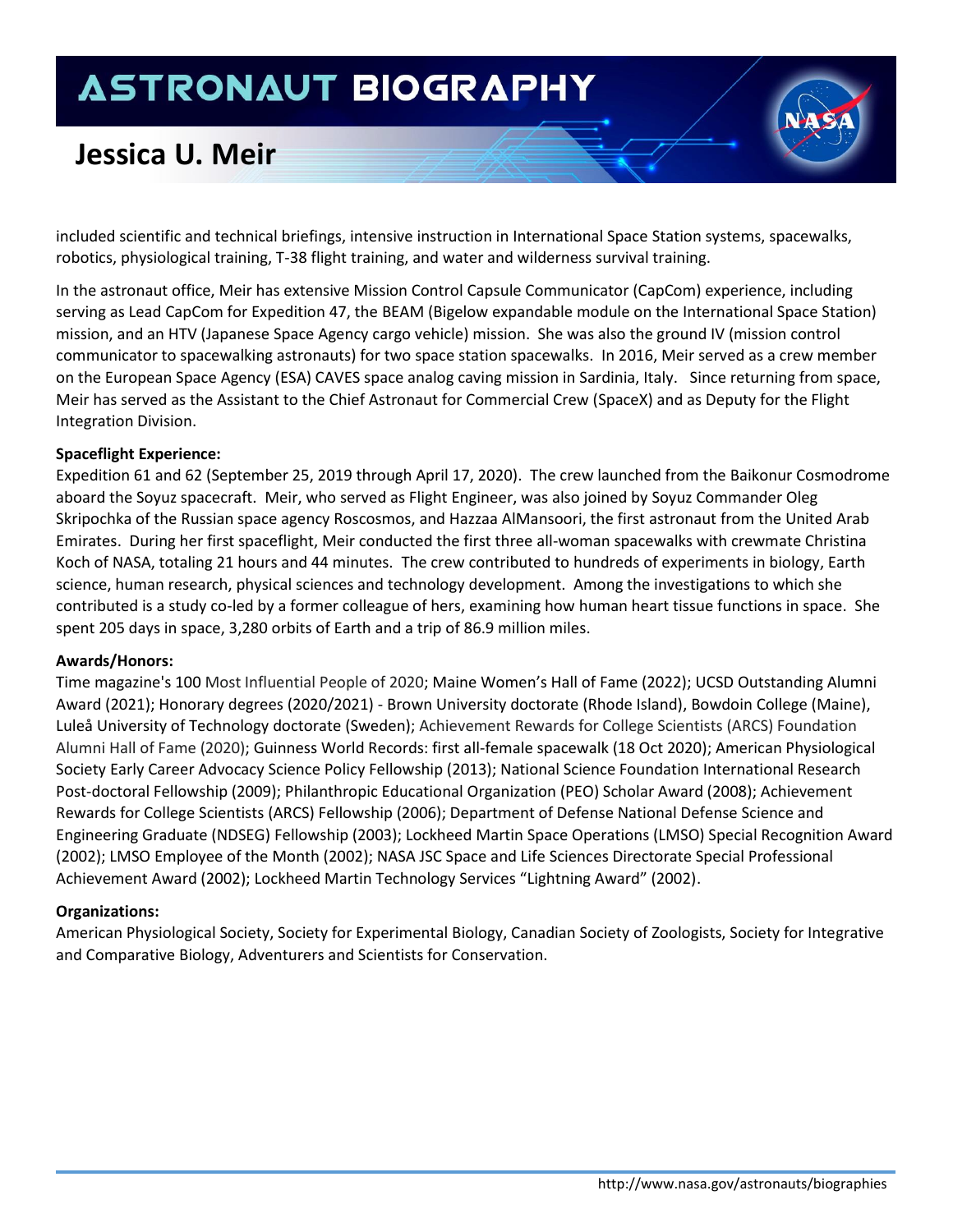included scientific and technical briefings, intensive instruction in International Space Station systems, spacewalks, robotics, physiological training, T-38 flight training, and water and wilderness survival training.

In the astronaut office, Meir has extensive Mission Control Capsule Communicator (CapCom) experience, including serving as Lead CapCom for Expedition 47, the BEAM (Bigelow expandable module on the International Space Station) mission, and an HTV (Japanese Space Agency cargo vehicle) mission. She was also the ground IV (mission control communicator to spacewalking astronauts) for two space station spacewalks. In 2016, Meir served as a crew member on the European Space Agency (ESA) CAVES space analog caving mission in Sardinia, Italy. Since returning from space, Meir has served as the Assistant to the Chief Astronaut for Commercial Crew (SpaceX) and as Deputy for the Flight Integration Division.

**Spaceflight Experience:**
Expedition 61 and 62 (September 25, 2019 through April 17, 2020). The crew launched from the Baikonur Cosmodrome aboard the Soyuz spacecraft. Meir, who served as Flight Engineer, was also joined by Soyuz Commander Oleg Skripochka of the Russian space agency Roscosmos, and Hazzaa AlMansoori, the first astronaut from the United Arab Emirates. During her first spaceflight, Meir conducted the first three all-woman spacewalks with crewmate Christina Koch of NASA, totaling 21 hours and 44 minutes. The crew contributed to hundreds of experiments in biology, Earth science, human research, physical sciences and technology development. Among the investigations to which she contributed is a study co-led by a former colleague of hers, examining how human heart tissue functions in space. She spent 205 days in space, 3,280 orbits of Earth and a trip of 86.9 million miles.

**Awards/Honors:**
Time magazine's 100 Most Influential People of 2020; Maine Women's Hall of Fame (2022); UCSD Outstanding Alumni Award (2021); Honorary degrees (2020/2021) - Brown University doctorate (Rhode Island), Bowdoin College (Maine), Luleå University of Technology doctorate (Sweden); Achievement Rewards for College Scientists (ARCS) Foundation Alumni Hall of Fame (2020); Guinness World Records: first all-female spacewalk (18 Oct 2020); American Physiological Society Early Career Advocacy Science Policy Fellowship (2013); National Science Foundation International Research Post-doctoral Fellowship (2009); Philanthropic Educational Organization (PEO) Scholar Award (2008); Achievement Rewards for College Scientists (ARCS) Fellowship (2006); Department of Defense National Defense Science and Engineering Graduate (NDSEG) Fellowship (2003); Lockheed Martin Space Operations (LMSO) Special Recognition Award (2002); LMSO Employee of the Month (2002); NASA JSC Space and Life Sciences Directorate Special Professional Achievement Award (2002); Lockheed Martin Technology Services "Lightning Award" (2002).

**Organizations:**
American Physiological Society, Society for Experimental Biology, Canadian Society of Zoologists, Society for Integrative and Comparative Biology, Adventurers and Scientists for Conservation.